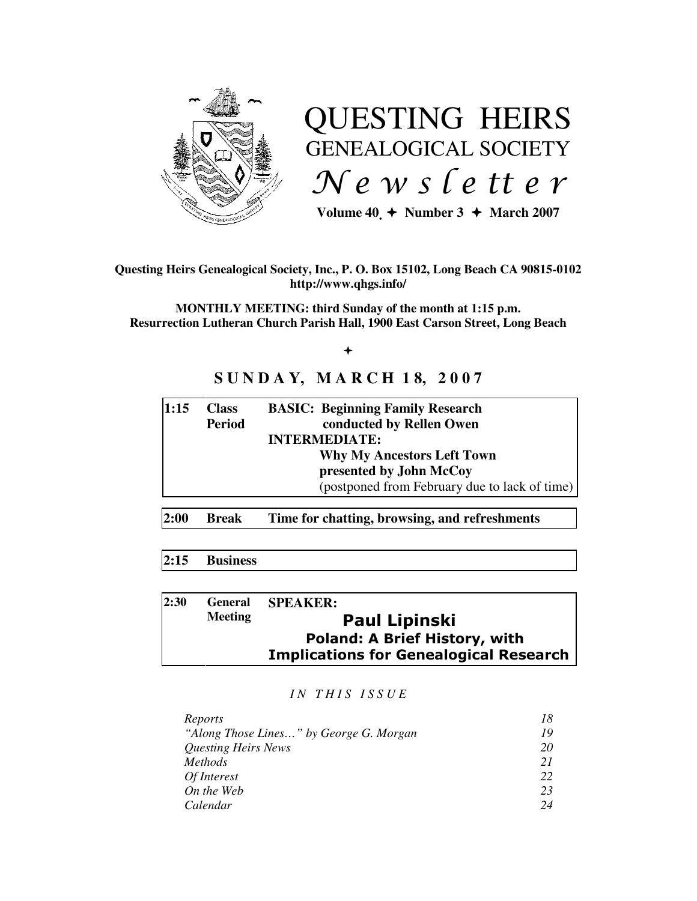# QUESTING HEIRS
## GENEALOGICAL SOCIETY
## *Newsletter*

**Volume 40 ✦ Number 3 ✦ March 2007**

**Questing Heirs Genealogical Society, Inc., P. O. Box 15102, Long Beach CA 90815-0102**
**http://www.qhgs.info/**

**MONTHLY MEETING: third Sunday of the month at 1:15 p.m.**
**Resurrection Lutheran Church Parish Hall, 1900 East Carson Street, Long Beach**

✦

## SUNDAY, MARCH 18, 2007

| | | |
|---|---|---|
| **1:15** | **Class Period** | **BASIC: Beginning Family Research** conducted by Rellen Owen<br>**INTERMEDIATE: Why My Ancestors Left Town** presented by John McCoy<br>(postponed from February due to lack of time) |
| **2:00** | **Break** | **Time for chatting, browsing, and refreshments** |
| **2:15** | **Business** | |
| **2:30** | **General Meeting** | **SPEAKER: Paul Lipinski**<br>**Poland: A Brief History, with Implications for Genealogical Research** |

*IN THIS ISSUE*

| | |
|---|---|
| *Reports* | *18* |
| *"Along Those Lines…" by George G. Morgan* | *19* |
| *Questing Heirs News* | *20* |
| *Methods* | *21* |
| *Of Interest* | *22* |
| *On the Web* | *23* |
| *Calendar* | *24* |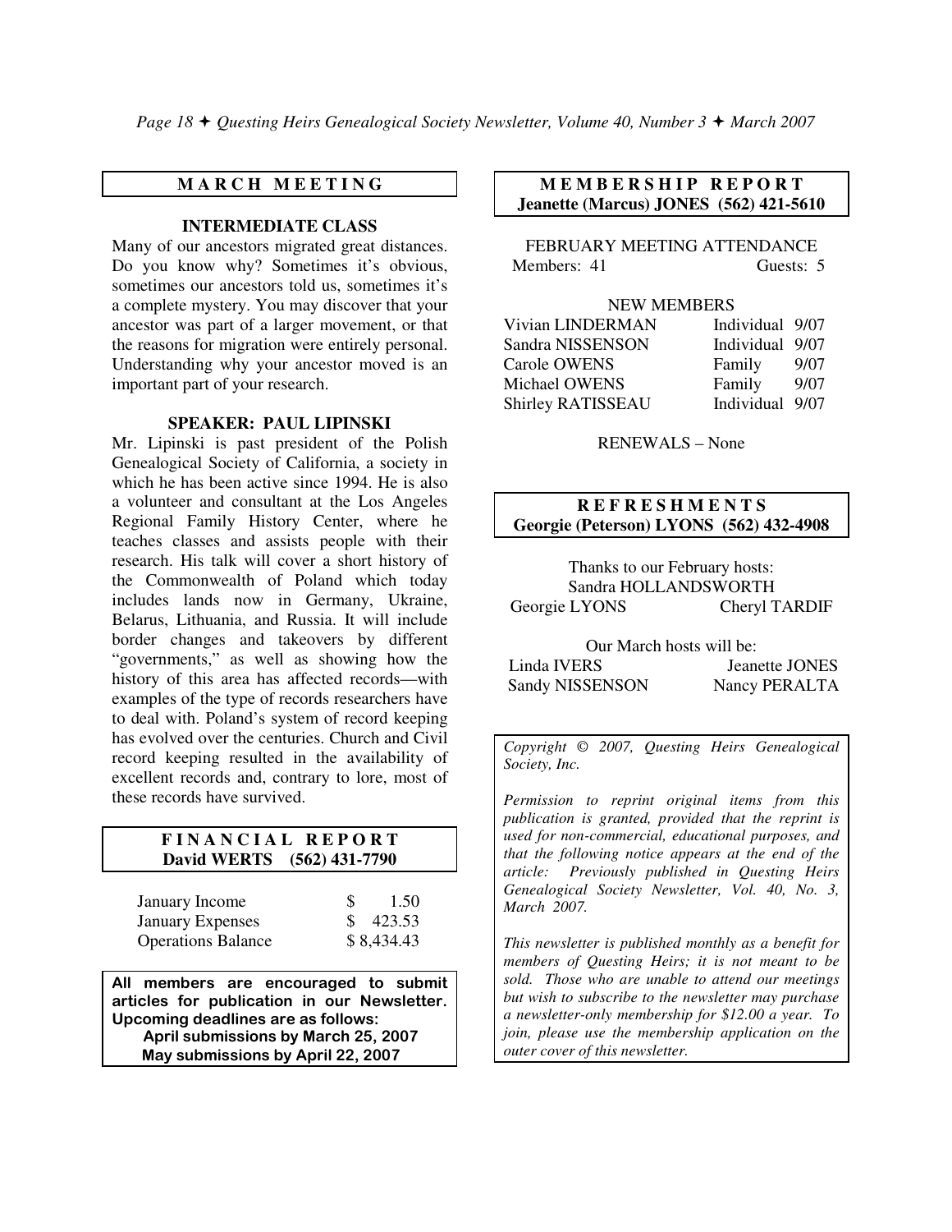## MARCH MEETING

### INTERMEDIATE CLASS

Many of our ancestors migrated great distances. Do you know why? Sometimes it's obvious, sometimes our ancestors told us, sometimes it's a complete mystery. You may discover that your ancestor was part of a larger movement, or that the reasons for migration were entirely personal. Understanding why your ancestor moved is an important part of your research.

### SPEAKER: PAUL LIPINSKI

Mr. Lipinski is past president of the Polish Genealogical Society of California, a society in which he has been active since 1994. He is also a volunteer and consultant at the Los Angeles Regional Family History Center, where he teaches classes and assists people with their research. His talk will cover a short history of the Commonwealth of Poland which today includes lands now in Germany, Ukraine, Belarus, Lithuania, and Russia. It will include border changes and takeovers by different "governments," as well as showing how the history of this area has affected records—with examples of the type of records researchers have to deal with. Poland's system of record keeping has evolved over the centuries. Church and Civil record keeping resulted in the availability of excellent records and, contrary to lore, most of these records have survived.

## FINANCIAL REPORT

**David WERTS (562) 431-7790**

| | |
|---|---|
| January Income | $ 1.50 |
| January Expenses | $ 423.53 |
| Operations Balance | $ 8,434.43 |

**All members are encouraged to submit articles for publication in our Newsletter. Upcoming deadlines are as follows:**
**April submissions by March 25, 2007**
**May submissions by April 22, 2007**

## MEMBERSHIP REPORT

**Jeanette (Marcus) JONES (562) 421-5610**

FEBRUARY MEETING ATTENDANCE
Members: 41 Guests: 5

NEW MEMBERS

| | | |
|---|---|---|
| Vivian LINDERMAN | Individual | 9/07 |
| Sandra NISSENSON | Individual | 9/07 |
| Carole OWENS | Family | 9/07 |
| Michael OWENS | Family | 9/07 |
| Shirley RATISSEAU | Individual | 9/07 |

RENEWALS – None

## REFRESHMENTS

**Georgie (Peterson) LYONS (562) 432-4908**

Thanks to our February hosts:
Sandra HOLLANDSWORTH
Georgie LYONS Cheryl TARDIF

Our March hosts will be:
Linda IVERS Jeanette JONES
Sandy NISSENSON Nancy PERALTA

*Copyright © 2007, Questing Heirs Genealogical Society, Inc.*

*Permission to reprint original items from this publication is granted, provided that the reprint is used for non-commercial, educational purposes, and that the following notice appears at the end of the article: Previously published in Questing Heirs Genealogical Society Newsletter, Vol. 40, No. 3, March 2007.*

*This newsletter is published monthly as a benefit for members of Questing Heirs; it is not meant to be sold. Those who are unable to attend our meetings but wish to subscribe to the newsletter may purchase a newsletter-only membership for $12.00 a year. To join, please use the membership application on the outer cover of this newsletter.*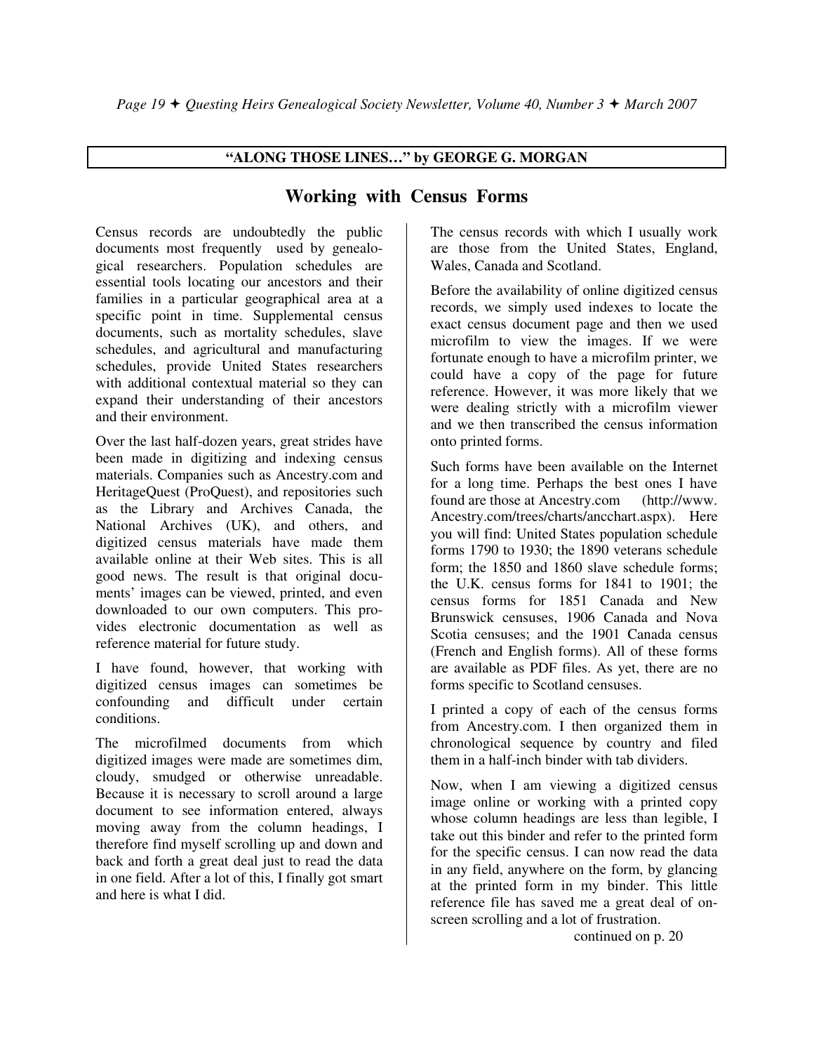**"ALONG THOSE LINES…" by GEORGE G. MORGAN**

## Working with Census Forms

Census records are undoubtedly the public documents most frequently used by genealogical researchers. Population schedules are essential tools locating our ancestors and their families in a particular geographical area at a specific point in time. Supplemental census documents, such as mortality schedules, slave schedules, and agricultural and manufacturing schedules, provide United States researchers with additional contextual material so they can expand their understanding of their ancestors and their environment.

Over the last half-dozen years, great strides have been made in digitizing and indexing census materials. Companies such as Ancestry.com and HeritageQuest (ProQuest), and repositories such as the Library and Archives Canada, the National Archives (UK), and others, and digitized census materials have made them available online at their Web sites. This is all good news. The result is that original documents' images can be viewed, printed, and even downloaded to our own computers. This provides electronic documentation as well as reference material for future study.

I have found, however, that working with digitized census images can sometimes be confounding and difficult under certain conditions.

The microfilmed documents from which digitized images were made are sometimes dim, cloudy, smudged or otherwise unreadable. Because it is necessary to scroll around a large document to see information entered, always moving away from the column headings, I therefore find myself scrolling up and down and back and forth a great deal just to read the data in one field. After a lot of this, I finally got smart and here is what I did.

The census records with which I usually work are those from the United States, England, Wales, Canada and Scotland.

Before the availability of online digitized census records, we simply used indexes to locate the exact census document page and then we used microfilm to view the images. If we were fortunate enough to have a microfilm printer, we could have a copy of the page for future reference. However, it was more likely that we were dealing strictly with a microfilm viewer and we then transcribed the census information onto printed forms.

Such forms have been available on the Internet for a long time. Perhaps the best ones I have found are those at Ancestry.com (http://www.Ancestry.com/trees/charts/ancchart.aspx). Here you will find: United States population schedule forms 1790 to 1930; the 1890 veterans schedule form; the 1850 and 1860 slave schedule forms; the U.K. census forms for 1841 to 1901; the census forms for 1851 Canada and New Brunswick censuses, 1906 Canada and Nova Scotia censuses; and the 1901 Canada census (French and English forms). All of these forms are available as PDF files. As yet, there are no forms specific to Scotland censuses.

I printed a copy of each of the census forms from Ancestry.com. I then organized them in chronological sequence by country and filed them in a half-inch binder with tab dividers.

Now, when I am viewing a digitized census image online or working with a printed copy whose column headings are less than legible, I take out this binder and refer to the printed form for the specific census. I can now read the data in any field, anywhere on the form, by glancing at the printed form in my binder. This little reference file has saved me a great deal of on-screen scrolling and a lot of frustration.

continued on p. 20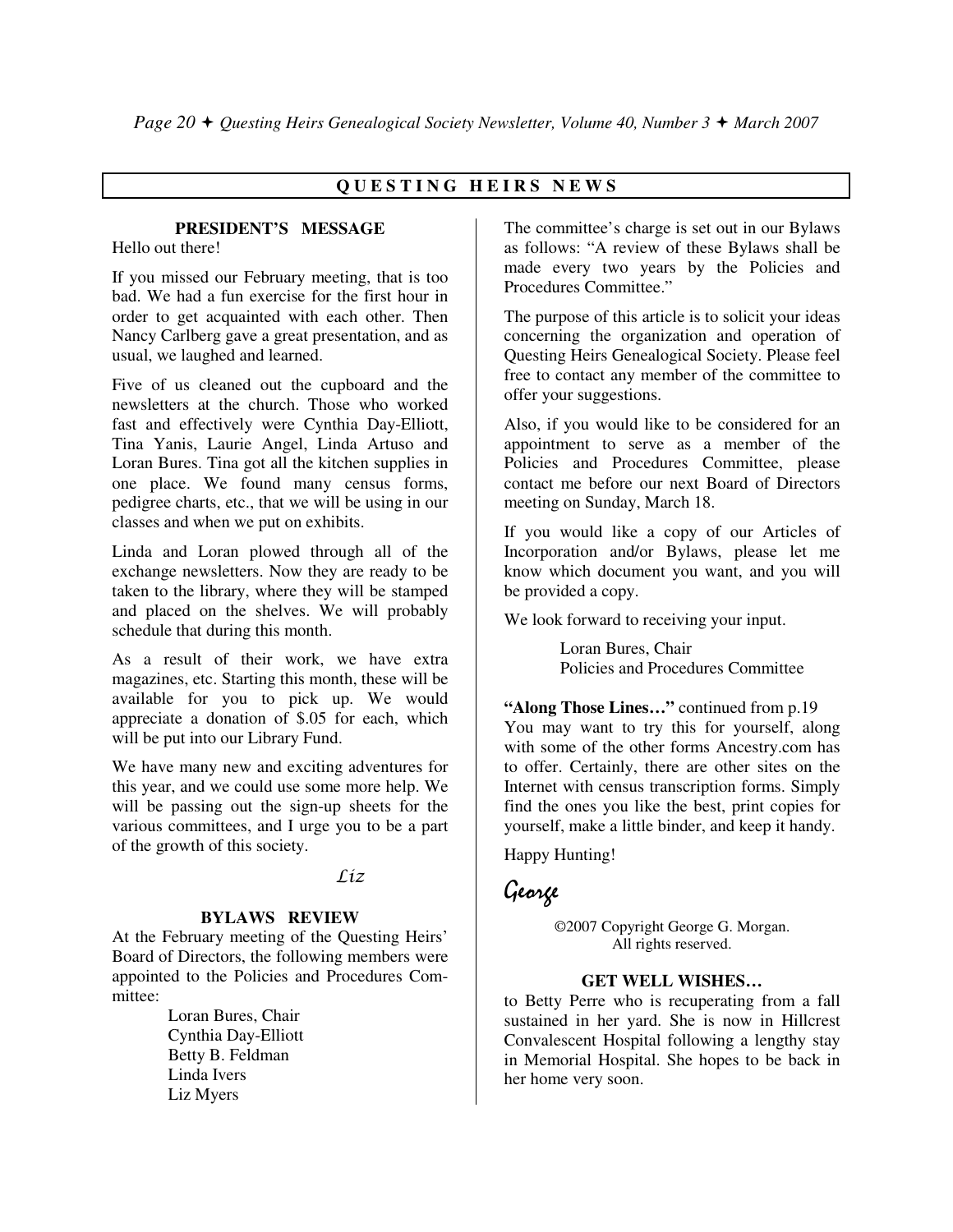## QUESTING HEIRS NEWS

### PRESIDENT'S MESSAGE

Hello out there!

If you missed our February meeting, that is too bad. We had a fun exercise for the first hour in order to get acquainted with each other. Then Nancy Carlberg gave a great presentation, and as usual, we laughed and learned.

Five of us cleaned out the cupboard and the newsletters at the church. Those who worked fast and effectively were Cynthia Day-Elliott, Tina Yanis, Laurie Angel, Linda Artuso and Loran Bures. Tina got all the kitchen supplies in one place. We found many census forms, pedigree charts, etc., that we will be using in our classes and when we put on exhibits.

Linda and Loran plowed through all of the exchange newsletters. Now they are ready to be taken to the library, where they will be stamped and placed on the shelves. We will probably schedule that during this month.

As a result of their work, we have extra magazines, etc. Starting this month, these will be available for you to pick up. We would appreciate a donation of $.05 for each, which will be put into our Library Fund.

We have many new and exciting adventures for this year, and we could use some more help. We will be passing out the sign-up sheets for the various committees, and I urge you to be a part of the growth of this society.

*Liz*

### BYLAWS REVIEW

At the February meeting of the Questing Heirs' Board of Directors, the following members were appointed to the Policies and Procedures Committee:

Loran Bures, Chair
Cynthia Day-Elliott
Betty B. Feldman
Linda Ivers
Liz Myers

The committee's charge is set out in our Bylaws as follows: "A review of these Bylaws shall be made every two years by the Policies and Procedures Committee."

The purpose of this article is to solicit your ideas concerning the organization and operation of Questing Heirs Genealogical Society. Please feel free to contact any member of the committee to offer your suggestions.

Also, if you would like to be considered for an appointment to serve as a member of the Policies and Procedures Committee, please contact me before our next Board of Directors meeting on Sunday, March 18.

If you would like a copy of our Articles of Incorporation and/or Bylaws, please let me know which document you want, and you will be provided a copy.

We look forward to receiving your input.

Loran Bures, Chair
Policies and Procedures Committee

**"Along Those Lines…"** continued from p.19

You may want to try this for yourself, along with some of the other forms Ancestry.com has to offer. Certainly, there are other sites on the Internet with census transcription forms. Simply find the ones you like the best, print copies for yourself, make a little binder, and keep it handy.

Happy Hunting!

*George*

©2007 Copyright George G. Morgan. All rights reserved.

### GET WELL WISHES…

to Betty Perre who is recuperating from a fall sustained in her yard. She is now in Hillcrest Convalescent Hospital following a lengthy stay in Memorial Hospital. She hopes to be back in her home very soon.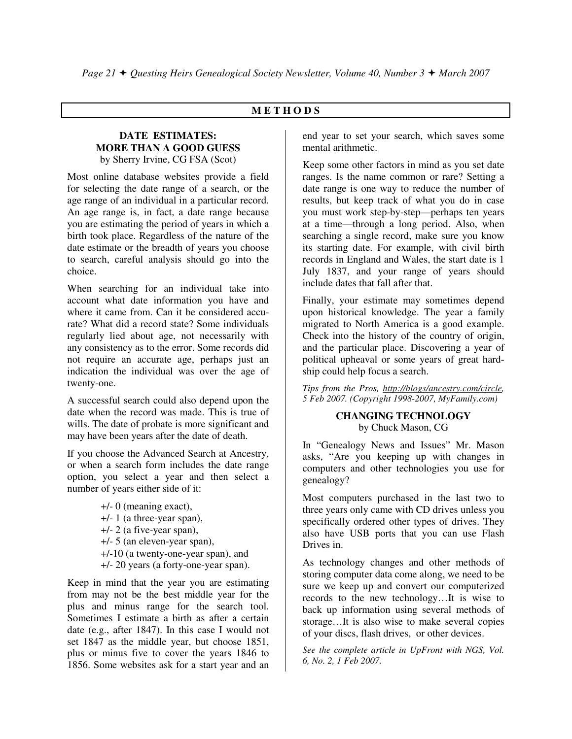## METHODS

### DATE ESTIMATES: MORE THAN A GOOD GUESS

by Sherry Irvine, CG FSA (Scot)

Most online database websites provide a field for selecting the date range of a search, or the age range of an individual in a particular record. An age range is, in fact, a date range because you are estimating the period of years in which a birth took place. Regardless of the nature of the date estimate or the breadth of years you choose to search, careful analysis should go into the choice.

When searching for an individual take into account what date information you have and where it came from. Can it be considered accurate? What did a record state? Some individuals regularly lied about age, not necessarily with any consistency as to the error. Some records did not require an accurate age, perhaps just an indication the individual was over the age of twenty-one.

A successful search could also depend upon the date when the record was made. This is true of wills. The date of probate is more significant and may have been years after the date of death.

If you choose the Advanced Search at Ancestry, or when a search form includes the date range option, you select a year and then select a number of years either side of it:

+/- 0 (meaning exact),
+/- 1 (a three-year span),
+/- 2 (a five-year span),
+/- 5 (an eleven-year span),
+/-10 (a twenty-one-year span), and
+/- 20 years (a forty-one-year span).

Keep in mind that the year you are estimating from may not be the best middle year for the plus and minus range for the search tool. Sometimes I estimate a birth as after a certain date (e.g., after 1847). In this case I would not set 1847 as the middle year, but choose 1851, plus or minus five to cover the years 1846 to 1856. Some websites ask for a start year and an end year to set your search, which saves some mental arithmetic.

Keep some other factors in mind as you set date ranges. Is the name common or rare? Setting a date range is one way to reduce the number of results, but keep track of what you do in case you must work step-by-step—perhaps ten years at a time—through a long period. Also, when searching a single record, make sure you know its starting date. For example, with civil birth records in England and Wales, the start date is 1 July 1837, and your range of years should include dates that fall after that.

Finally, your estimate may sometimes depend upon historical knowledge. The year a family migrated to North America is a good example. Check into the history of the country of origin, and the particular place. Discovering a year of political upheaval or some years of great hardship could help focus a search.

*Tips from the Pros, http://blogs/ancestry.com/circle, 5 Feb 2007. (Copyright 1998-2007, MyFamily.com)*

### CHANGING TECHNOLOGY

by Chuck Mason, CG

In "Genealogy News and Issues" Mr. Mason asks, "Are you keeping up with changes in computers and other technologies you use for genealogy?

Most computers purchased in the last two to three years only came with CD drives unless you specifically ordered other types of drives. They also have USB ports that you can use Flash Drives in.

As technology changes and other methods of storing computer data come along, we need to be sure we keep up and convert our computerized records to the new technology…It is wise to back up information using several methods of storage…It is also wise to make several copies of your discs, flash drives, or other devices.

*See the complete article in UpFront with NGS, Vol. 6, No. 2, 1 Feb 2007.*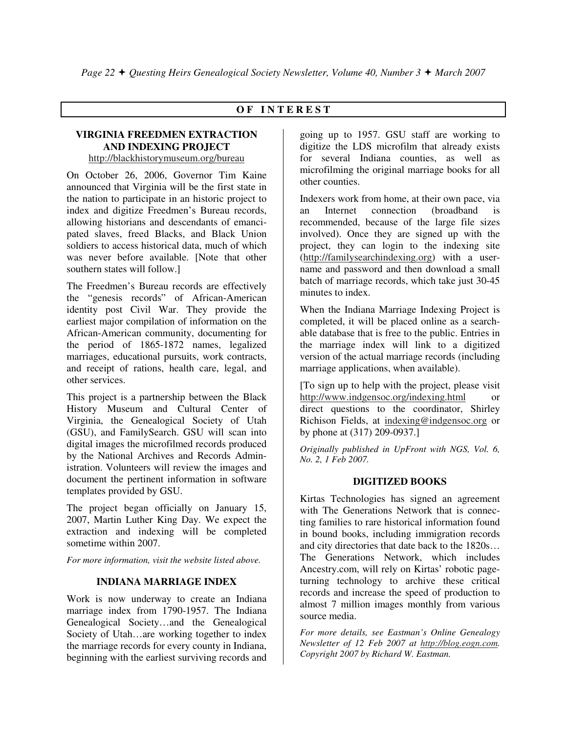## OF INTEREST

### VIRGINIA FREEDMEN EXTRACTION AND INDEXING PROJECT

http://blackhistorymuseum.org/bureau

On October 26, 2006, Governor Tim Kaine announced that Virginia will be the first state in the nation to participate in an historic project to index and digitize Freedmen's Bureau records, allowing historians and descendants of emancipated slaves, freed Blacks, and Black Union soldiers to access historical data, much of which was never before available. [Note that other southern states will follow.]

The Freedmen's Bureau records are effectively the "genesis records" of African-American identity post Civil War. They provide the earliest major compilation of information on the African-American community, documenting for the period of 1865-1872 names, legalized marriages, educational pursuits, work contracts, and receipt of rations, health care, legal, and other services.

This project is a partnership between the Black History Museum and Cultural Center of Virginia, the Genealogical Society of Utah (GSU), and FamilySearch. GSU will scan into digital images the microfilmed records produced by the National Archives and Records Administration. Volunteers will review the images and document the pertinent information in software templates provided by GSU.

The project began officially on January 15, 2007, Martin Luther King Day. We expect the extraction and indexing will be completed sometime within 2007.

*For more information, visit the website listed above.*

### INDIANA MARRIAGE INDEX

Work is now underway to create an Indiana marriage index from 1790-1957. The Indiana Genealogical Society…and the Genealogical Society of Utah…are working together to index the marriage records for every county in Indiana, beginning with the earliest surviving records and going up to 1957. GSU staff are working to digitize the LDS microfilm that already exists for several Indiana counties, as well as microfilming the original marriage books for all other counties.

Indexers work from home, at their own pace, via an Internet connection (broadband is recommended, because of the large file sizes involved). Once they are signed up with the project, they can login to the indexing site (http://familysearchindexing.org) with a username and password and then download a small batch of marriage records, which take just 30-45 minutes to index.

When the Indiana Marriage Indexing Project is completed, it will be placed online as a searchable database that is free to the public. Entries in the marriage index will link to a digitized version of the actual marriage records (including marriage applications, when available).

[To sign up to help with the project, please visit http://www.indgensoc.org/indexing.html or direct questions to the coordinator, Shirley Richison Fields, at indexing@indgensoc.org or by phone at (317) 209-0937.]

*Originally published in UpFront with NGS, Vol. 6, No. 2, 1 Feb 2007.*

### DIGITIZED BOOKS

Kirtas Technologies has signed an agreement with The Generations Network that is connecting families to rare historical information found in bound books, including immigration records and city directories that date back to the 1820s… The Generations Network, which includes Ancestry.com, will rely on Kirtas' robotic page-turning technology to archive these critical records and increase the speed of production to almost 7 million images monthly from various source media.

*For more details, see Eastman's Online Genealogy Newsletter of 12 Feb 2007 at http://blog.eogn.com. Copyright 2007 by Richard W. Eastman.*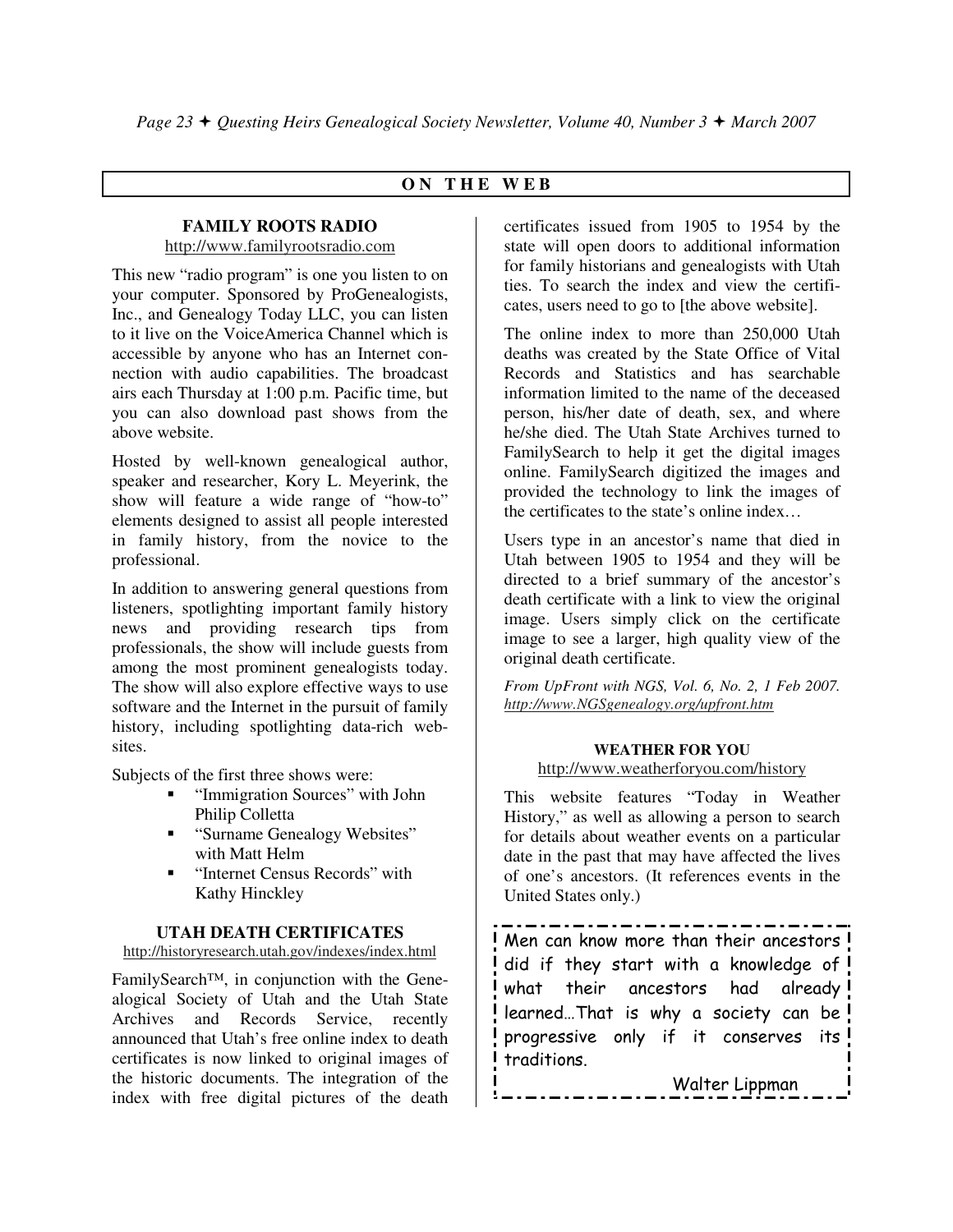## ON THE WEB

### FAMILY ROOTS RADIO

http://www.familyrootsradio.com

This new "radio program" is one you listen to on your computer. Sponsored by ProGenealogists, Inc., and Genealogy Today LLC, you can listen to it live on the VoiceAmerica Channel which is accessible by anyone who has an Internet connection with audio capabilities. The broadcast airs each Thursday at 1:00 p.m. Pacific time, but you can also download past shows from the above website.

Hosted by well-known genealogical author, speaker and researcher, Kory L. Meyerink, the show will feature a wide range of "how-to" elements designed to assist all people interested in family history, from the novice to the professional.

In addition to answering general questions from listeners, spotlighting important family history news and providing research tips from professionals, the show will include guests from among the most prominent genealogists today. The show will also explore effective ways to use software and the Internet in the pursuit of family history, including spotlighting data-rich websites.

Subjects of the first three shows were:

- "Immigration Sources" with John Philip Colletta
- "Surname Genealogy Websites" with Matt Helm
- "Internet Census Records" with Kathy Hinckley

### UTAH DEATH CERTIFICATES

http://historyresearch.utah.gov/indexes/index.html

FamilySearch™, in conjunction with the Genealogical Society of Utah and the Utah State Archives and Records Service, recently announced that Utah's free online index to death certificates is now linked to original images of the historic documents. The integration of the index with free digital pictures of the death certificates issued from 1905 to 1954 by the state will open doors to additional information for family historians and genealogists with Utah ties. To search the index and view the certificates, users need to go to [the above website].

The online index to more than 250,000 Utah deaths was created by the State Office of Vital Records and Statistics and has searchable information limited to the name of the deceased person, his/her date of death, sex, and where he/she died. The Utah State Archives turned to FamilySearch to help it get the digital images online. FamilySearch digitized the images and provided the technology to link the images of the certificates to the state's online index…

Users type in an ancestor's name that died in Utah between 1905 to 1954 and they will be directed to a brief summary of the ancestor's death certificate with a link to view the original image. Users simply click on the certificate image to see a larger, high quality view of the original death certificate.

*From UpFront with NGS, Vol. 6, No. 2, 1 Feb 2007. http://www.NGSgenealogy.org/upfront.htm*

### WEATHER FOR YOU

http://www.weatherforyou.com/history

This website features "Today in Weather History," as well as allowing a person to search for details about weather events on a particular date in the past that may have affected the lives of one's ancestors. (It references events in the United States only.)

> Men can know more than their ancestors did if they start with a knowledge of what their ancestors had already learned…That is why a society can be progressive only if it conserves its traditions.
>
> Walter Lippman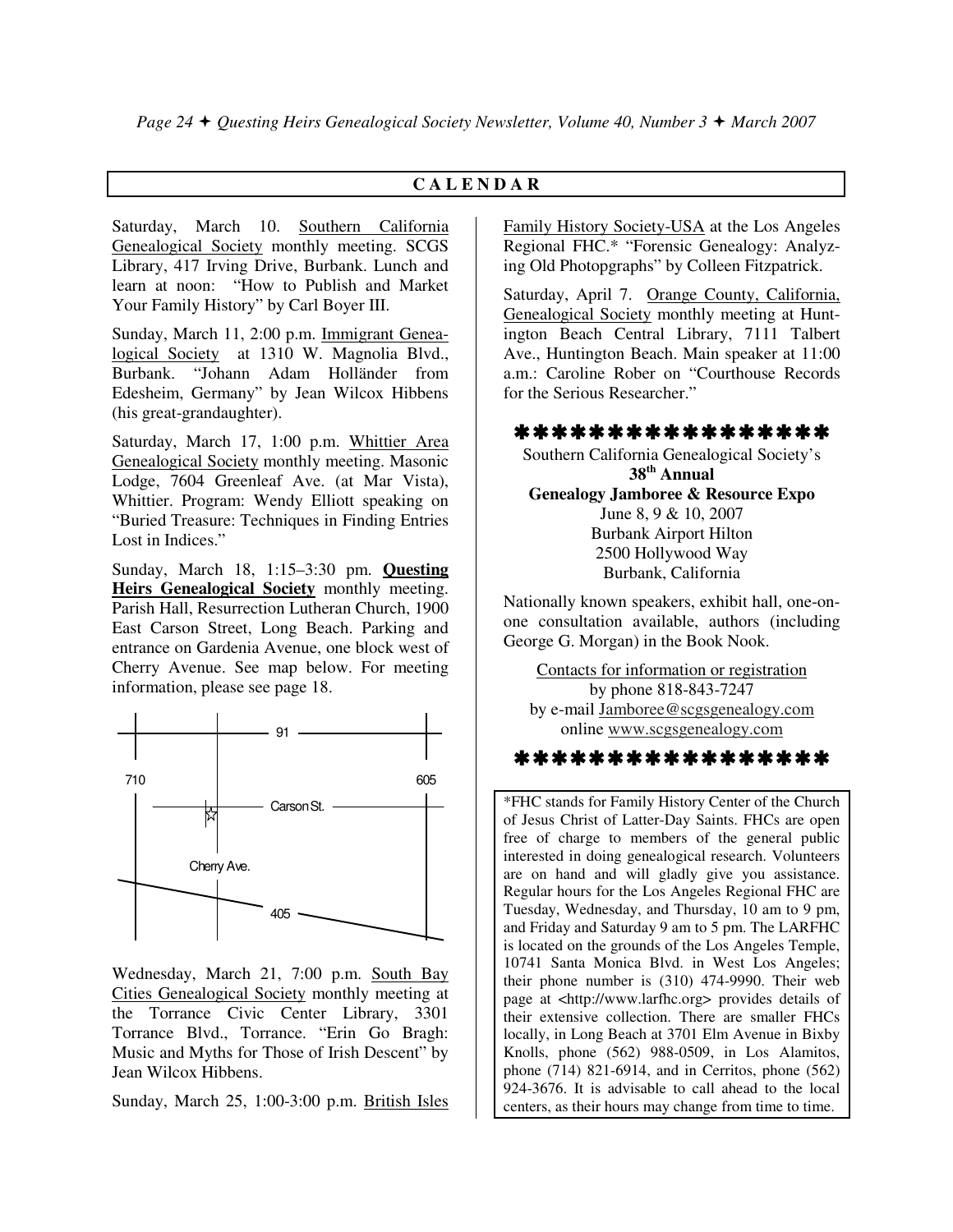## CALENDAR

Saturday, March 10. Southern California Genealogical Society monthly meeting. SCGS Library, 417 Irving Drive, Burbank. Lunch and learn at noon: "How to Publish and Market Your Family History" by Carl Boyer III.

Sunday, March 11, 2:00 p.m. Immigrant Genealogical Society at 1310 W. Magnolia Blvd., Burbank. "Johann Adam Holländer from Edesheim, Germany" by Jean Wilcox Hibbens (his great-granddaughter).

Saturday, March 17, 1:00 p.m. Whittier Area Genealogical Society monthly meeting. Masonic Lodge, 7604 Greenleaf Ave. (at Mar Vista), Whittier. Program: Wendy Elliott speaking on "Buried Treasure: Techniques in Finding Entries Lost in Indices."

Sunday, March 18, 1:15–3:30 pm. **Questing Heirs Genealogical Society** monthly meeting. Parish Hall, Resurrection Lutheran Church, 1900 East Carson Street, Long Beach. Parking and entrance on Gardenia Avenue, one block west of Cherry Avenue. See map below. For meeting information, please see page 18.

91

710

605

Carson St.

Cherry Ave.

405

Wednesday, March 21, 7:00 p.m. South Bay Cities Genealogical Society monthly meeting at the Torrance Civic Center Library, 3301 Torrance Blvd., Torrance. "Erin Go Bragh: Music and Myths for Those of Irish Descent" by Jean Wilcox Hibbens.

Sunday, March 25, 1:00-3:00 p.m. British Isles Family History Society-USA at the Los Angeles Regional FHC.* "Forensic Genealogy: Analyzing Old Photopgraphs" by Colleen Fitzpatrick.

Saturday, April 7. Orange County, California, Genealogical Society monthly meeting at Huntington Beach Central Library, 7111 Talbert Ave., Huntington Beach. Main speaker at 11:00 a.m.: Caroline Rober on "Courthouse Records for the Serious Researcher."

\*\*\*\*\*\*\*\*\*\*\*\*\*\*\*\*\*

Southern California Genealogical Society's
**38th Annual**
**Genealogy Jamboree & Resource Expo**
June 8, 9 & 10, 2007
Burbank Airport Hilton
2500 Hollywood Way
Burbank, California

Nationally known speakers, exhibit hall, one-on-one consultation available, authors (including George G. Morgan) in the Book Nook.

Contacts for information or registration
by phone 818-843-7247
by e-mail Jamboree@scgsgenealogy.com
online www.scgsgenealogy.com

\*\*\*\*\*\*\*\*\*\*\*\*\*\*\*\*\*

*FHC stands for Family History Center of the Church of Jesus Christ of Latter-Day Saints. FHCs are open free of charge to members of the general public interested in doing genealogical research. Volunteers are on hand and will gladly give you assistance. Regular hours for the Los Angeles Regional FHC are Tuesday, Wednesday, and Thursday, 10 am to 9 pm, and Friday and Saturday 9 am to 5 pm. The LARFHC is located on the grounds of the Los Angeles Temple, 10741 Santa Monica Blvd. in West Los Angeles; their phone number is (310) 474-9990. Their web page at <http://www.larfhc.org> provides details of their extensive collection. There are smaller FHCs locally, in Long Beach at 3701 Elm Avenue in Bixby Knolls, phone (562) 988-0509, in Los Alamitos, phone (714) 821-6914, and in Cerritos, phone (562) 924-3676. It is advisable to call ahead to the local centers, as their hours may change from time to time.